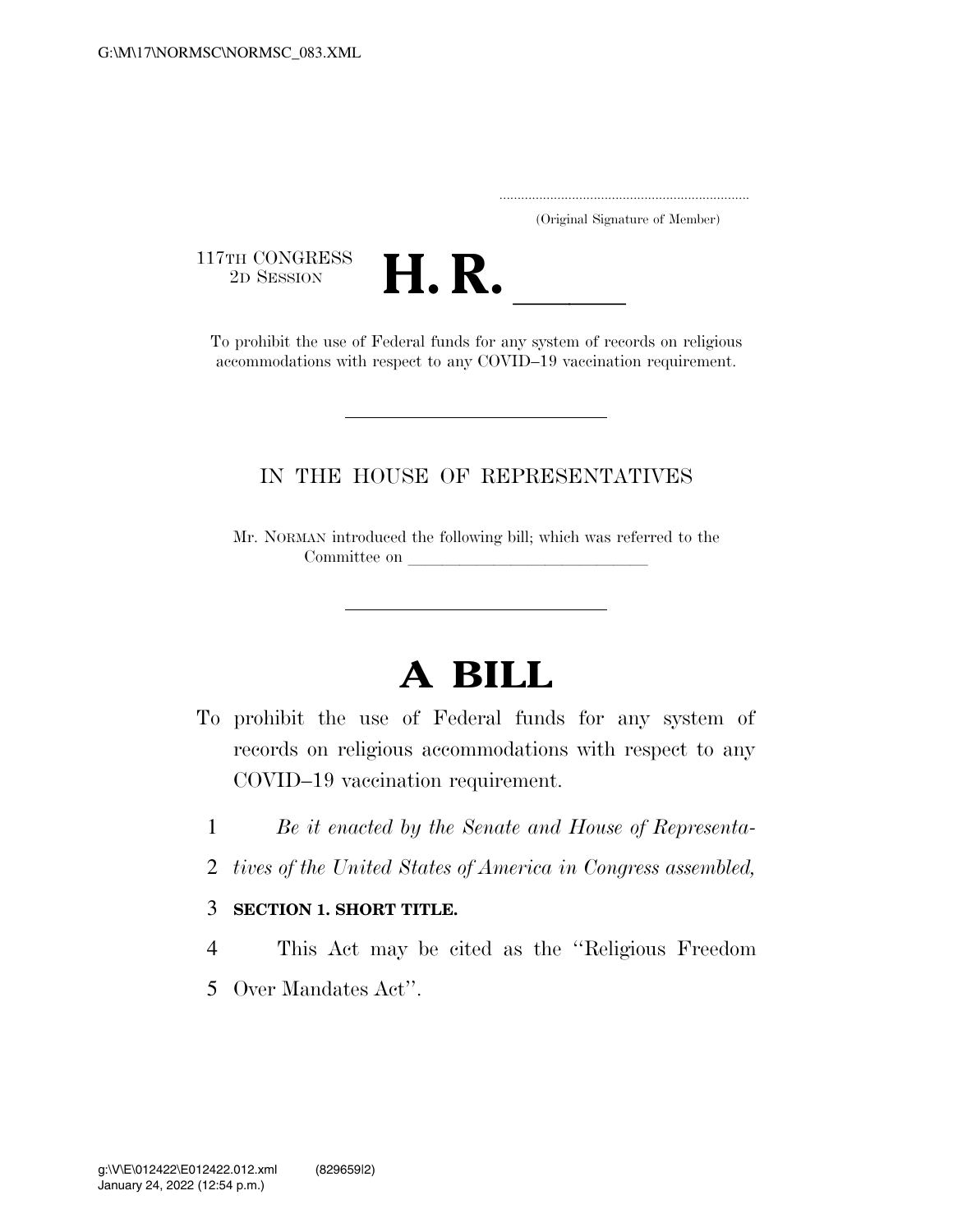(Original Signature of Member)

117TH CONGRESS
2D SESSION

# H. R. \_\_\_\_\_

To prohibit the use of Federal funds for any system of records on religious accommodations with respect to any COVID–19 vaccination requirement.

IN THE HOUSE OF REPRESENTATIVES

Mr. NORMAN introduced the following bill; which was referred to the Committee on \_\_\_\_\_\_\_\_\_\_\_\_\_\_\_\_\_\_\_\_\_\_\_\_\_\_\_\_

# A BILL

To prohibit the use of Federal funds for any system of records on religious accommodations with respect to any COVID–19 vaccination requirement.

1 *Be it enacted by the Senate and House of Representa-*
2 *tives of the United States of America in Congress assembled,*

3 **SECTION 1. SHORT TITLE.**

4 This Act may be cited as the ''Religious Freedom
5 Over Mandates Act''.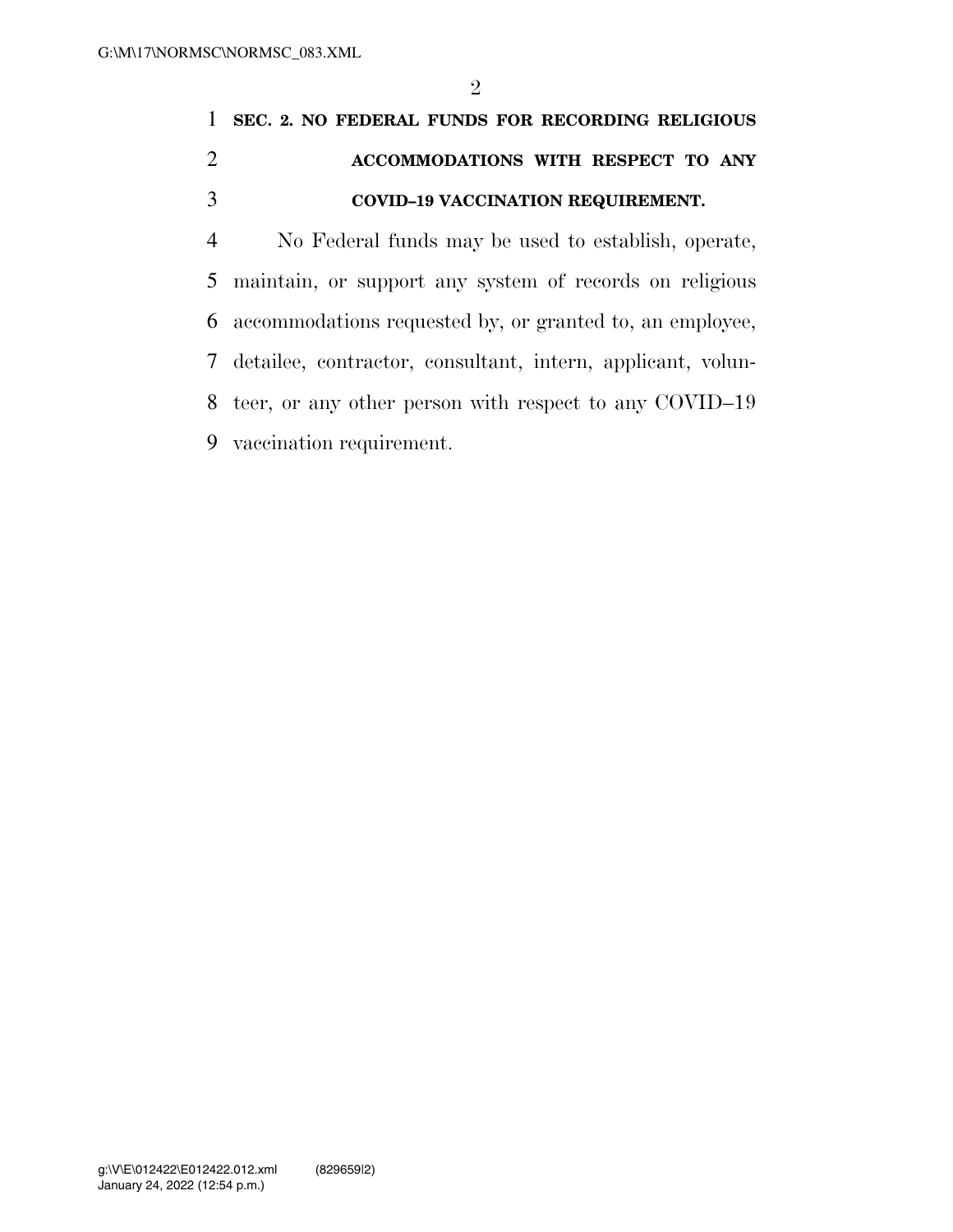**SEC. 2. NO FEDERAL FUNDS FOR RECORDING RELIGIOUS ACCOMMODATIONS WITH RESPECT TO ANY COVID–19 VACCINATION REQUIREMENT.**

No Federal funds may be used to establish, operate, maintain, or support any system of records on religious accommodations requested by, or granted to, an employee, detailee, contractor, consultant, intern, applicant, volunteer, or any other person with respect to any COVID–19 vaccination requirement.